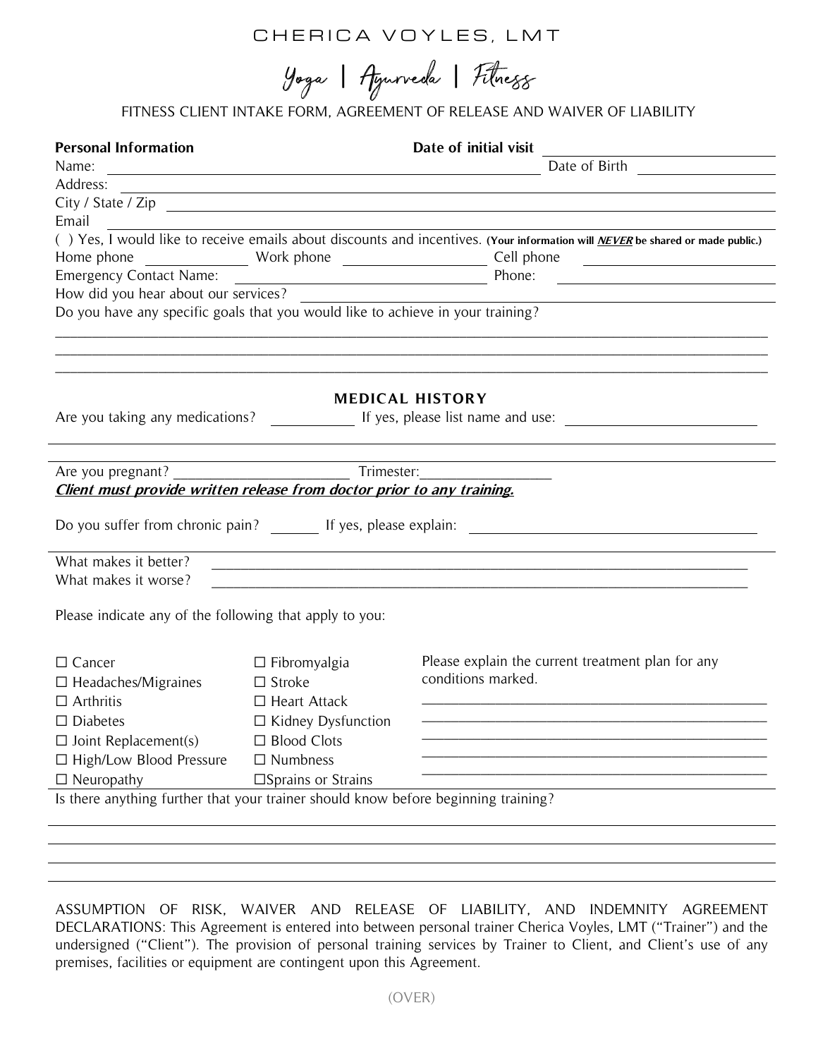# CHERICA VOYLES, LMT

## Yoga | Ayurveda | Fitness

FITNESS CLIENT INTAKE FORM, AGREEMENT OF RELEASE AND WAIVER OF LIABILITY

**Personal Information** **Date of initial visit** ____________________

Name: ______________________________________________ Date of Birth ______________

Address: ______________________________________________________________________

City / State / Zip _______________________________________________________________

Email ________________________________________________________________________

( ) Yes, I would like to receive emails about discounts and incentives. **(Your information will *NEVER* be shared or made public.)**

Home phone ____________ Work phone ______________ Cell phone ________________

Emergency Contact Name: ____________________________ Phone: ____________________

How did you hear about our services? _____________________________________________

Do you have any specific goals that you would like to achieve in your training?

_______________________________________________________________________________

_______________________________________________________________________________

_______________________________________________________________________________

## MEDICAL HISTORY

Are you taking any medications? __________ If yes, please list name and use: ____________________

_______________________________________________________________________________

_______________________________________________________________________________

Are you pregnant? ______________________ Trimester:________________

***Client must provide written release from doctor prior to any training.***

Do you suffer from chronic pain? ______ If yes, please explain: ______________________________

_______________________________________________________________________________

What makes it better? ___________________________________________________________

What makes it worse? ___________________________________________________________

Please indicate any of the following that apply to you:

- ☐ Cancer
- ☐ Headaches/Migraines
- ☐ Arthritis
- ☐ Diabetes
- ☐ Joint Replacement(s)
- ☐ High/Low Blood Pressure
- ☐ Neuropathy
- ☐ Fibromyalgia
- ☐ Stroke
- ☐ Heart Attack
- ☐ Kidney Dysfunction
- ☐ Blood Clots
- ☐ Numbness
- ☐ Sprains or Strains

Please explain the current treatment plan for any conditions marked.

_______________________________________________

_______________________________________________

_______________________________________________

_______________________________________________

_______________________________________________

Is there anything further that your trainer should know before beginning training?

_______________________________________________________________________________

_______________________________________________________________________________

_______________________________________________________________________________

_______________________________________________________________________________

ASSUMPTION OF RISK, WAIVER AND RELEASE OF LIABILITY, AND INDEMNITY AGREEMENT DECLARATIONS: This Agreement is entered into between personal trainer Cherica Voyles, LMT ("Trainer") and the undersigned ("Client"). The provision of personal training services by Trainer to Client, and Client's use of any premises, facilities or equipment are contingent upon this Agreement.

(OVER)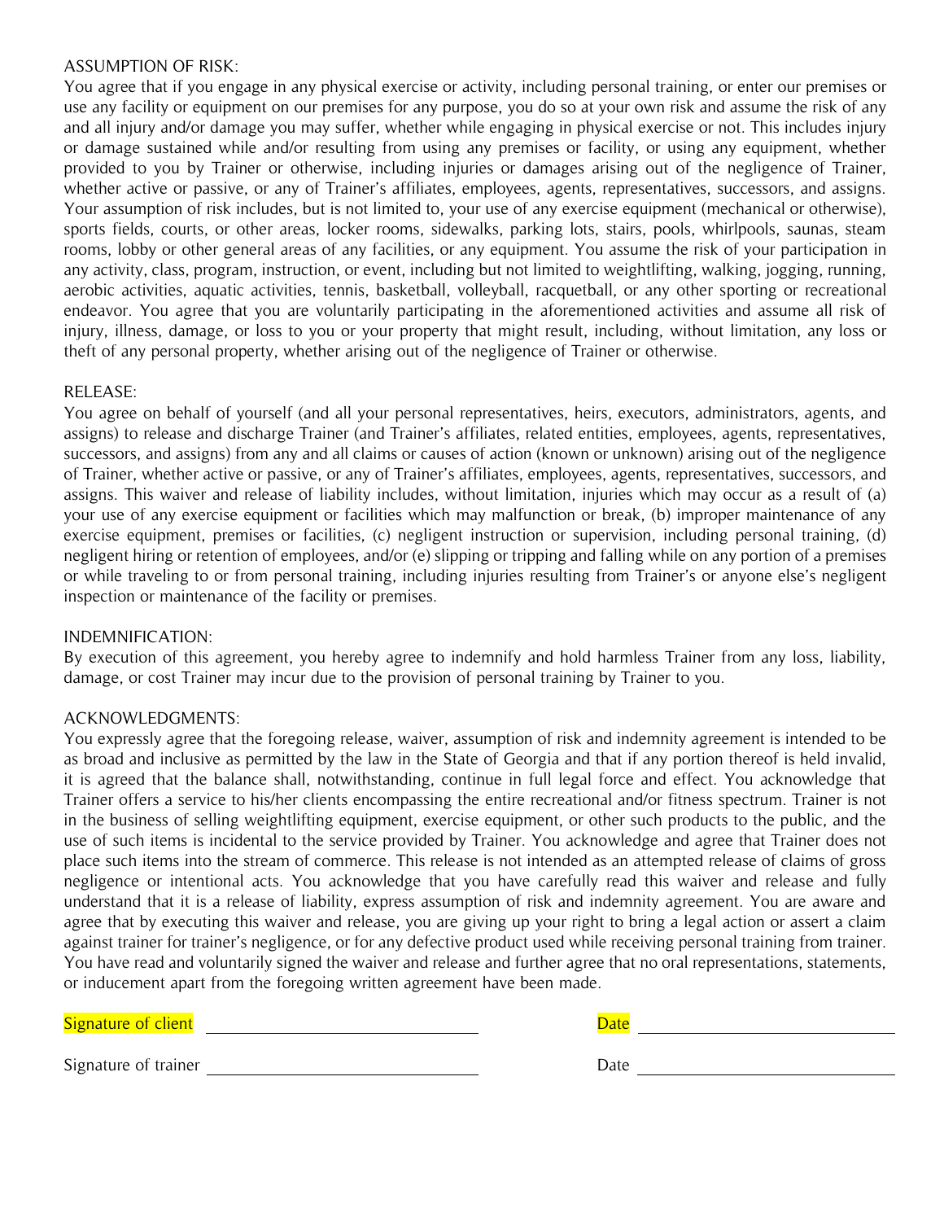ASSUMPTION OF RISK:

You agree that if you engage in any physical exercise or activity, including personal training, or enter our premises or use any facility or equipment on our premises for any purpose, you do so at your own risk and assume the risk of any and all injury and/or damage you may suffer, whether while engaging in physical exercise or not. This includes injury or damage sustained while and/or resulting from using any premises or facility, or using any equipment, whether provided to you by Trainer or otherwise, including injuries or damages arising out of the negligence of Trainer, whether active or passive, or any of Trainer's affiliates, employees, agents, representatives, successors, and assigns. Your assumption of risk includes, but is not limited to, your use of any exercise equipment (mechanical or otherwise), sports fields, courts, or other areas, locker rooms, sidewalks, parking lots, stairs, pools, whirlpools, saunas, steam rooms, lobby or other general areas of any facilities, or any equipment. You assume the risk of your participation in any activity, class, program, instruction, or event, including but not limited to weightlifting, walking, jogging, running, aerobic activities, aquatic activities, tennis, basketball, volleyball, racquetball, or any other sporting or recreational endeavor. You agree that you are voluntarily participating in the aforementioned activities and assume all risk of injury, illness, damage, or loss to you or your property that might result, including, without limitation, any loss or theft of any personal property, whether arising out of the negligence of Trainer or otherwise.

RELEASE:

You agree on behalf of yourself (and all your personal representatives, heirs, executors, administrators, agents, and assigns) to release and discharge Trainer (and Trainer's affiliates, related entities, employees, agents, representatives, successors, and assigns) from any and all claims or causes of action (known or unknown) arising out of the negligence of Trainer, whether active or passive, or any of Trainer's affiliates, employees, agents, representatives, successors, and assigns. This waiver and release of liability includes, without limitation, injuries which may occur as a result of (a) your use of any exercise equipment or facilities which may malfunction or break, (b) improper maintenance of any exercise equipment, premises or facilities, (c) negligent instruction or supervision, including personal training, (d) negligent hiring or retention of employees, and/or (e) slipping or tripping and falling while on any portion of a premises or while traveling to or from personal training, including injuries resulting from Trainer's or anyone else's negligent inspection or maintenance of the facility or premises.

INDEMNIFICATION:

By execution of this agreement, you hereby agree to indemnify and hold harmless Trainer from any loss, liability, damage, or cost Trainer may incur due to the provision of personal training by Trainer to you.

ACKNOWLEDGMENTS:

You expressly agree that the foregoing release, waiver, assumption of risk and indemnity agreement is intended to be as broad and inclusive as permitted by the law in the State of Georgia and that if any portion thereof is held invalid, it is agreed that the balance shall, notwithstanding, continue in full legal force and effect. You acknowledge that Trainer offers a service to his/her clients encompassing the entire recreational and/or fitness spectrum. Trainer is not in the business of selling weightlifting equipment, exercise equipment, or other such products to the public, and the use of such items is incidental to the service provided by Trainer. You acknowledge and agree that Trainer does not place such items into the stream of commerce. This release is not intended as an attempted release of claims of gross negligence or intentional acts. You acknowledge that you have carefully read this waiver and release and fully understand that it is a release of liability, express assumption of risk and indemnity agreement. You are aware and agree that by executing this waiver and release, you are giving up your right to bring a legal action or assert a claim against trainer for trainer's negligence, or for any defective product used while receiving personal training from trainer. You have read and voluntarily signed the waiver and release and further agree that no oral representations, statements, or inducement apart from the foregoing written agreement have been made.

Signature of client ______________________________ Date ______________________________

Signature of trainer ______________________________ Date ______________________________